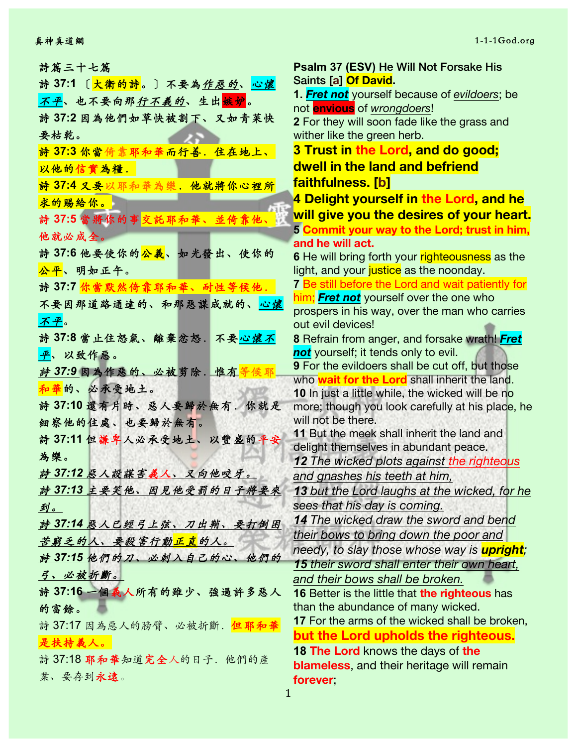詩篇三十七篇

詩 37:1 〔大衛的詩。〕不要為*作惡的*、心懷不平、也不要向那*行不義的*、生出嫉妒。

詩 37:2 因為他們如草快被割下、又如青菜快要枯乾。

**詩 37:3 你當倚靠耶和華而行善．住在地上、以他的信實為糧．**

**詩 37:4 又要以耶和華為樂．他就將你心裡所求的賜給你。**

**詩 37:5 當將你的事交託耶和華、並倚靠他、他就必成全。**

詩 37:6 他要使你的公義、如光發出、使你的公平、明如正午。

詩 37:7 你當默然倚靠耶和華、耐性等候他．不要因那道路通達的、和那惡謀成就的、心懷不平。

詩 37:8 當止住怒氣、離棄忿怒．不要心懷不平、以致作惡。

*詩 37:9* 因為作惡的、必被剪除．惟有等候耶和華的、必承受地土。

詩 37:10 還有片時、惡人要歸於無有．你就是細察他的住處、也要歸於無有。

詩 37:11 但謙卑人必承受地土、以豐盛的平安為樂。

*詩 37:12 惡人設謀害義人、又向他咬牙。*

*詩 37:13 主要笑他、因見他受罰的日子將要來到。*

*詩 37:14 惡人已經弓上弦、刀出鞘、要打倒困苦窮乏的人、要殺害行動正直的人。*

*詩 37:15 他們的刀、必刺入自己的心、他們的弓、必被折斷。*

詩 37:16 一個義人所有的雖少、強過許多惡人的富餘。

詩 37:17 因為惡人的膀臂、必被折斷．但耶和華是扶持義人。

詩 37:18 耶和華知道完全人的日子．他們的產業、要存到永遠。

**Psalm 37 (ESV) He Will Not Forsake His Saints [a] Of David.**

**1.** ***Fret not*** yourself because of *evildoers*; be not **envious** of *wrongdoers*!

**2** For they will soon fade like the grass and wither like the green herb.

**3 Trust in the Lord, and do good; dwell in the land and befriend faithfulness. [b]**

**4 Delight yourself in the Lord, and he will give you the desires of your heart.**

**5 Commit your way to the Lord; trust in him, and he will act.**

**6** He will bring forth your righteousness as the light, and your justice as the noonday.

**7** Be still before the Lord and wait patiently for him; ***Fret not*** yourself over the one who prospers in his way, over the man who carries out evil devices!

**8** Refrain from anger, and forsake wrath! ***Fret not*** yourself; it tends only to evil.

**9** For the evildoers shall be cut off, but those who **wait for the Lord** shall inherit the land.

**10** In just a little while, the wicked will be no more; though you look carefully at his place, he will not be there.

**11** But the meek shall inherit the land and delight themselves in abundant peace.

***12*** *The wicked plots against the righteous and gnashes his teeth at him,*

***13*** *but the Lord laughs at the wicked, for he sees that his day is coming.*

***14*** *The wicked draw the sword and bend their bows to bring down the poor and needy, to slay those whose way is **upright**;*

***15*** *their sword shall enter their own heart, and their bows shall be broken.*

**16** Better is the little that **the righteous** has than the abundance of many wicked.

**17** For the arms of the wicked shall be broken, **but the Lord upholds the righteous.**

**18** **The Lord** knows the days of **the blameless**, and their heritage will remain **forever**;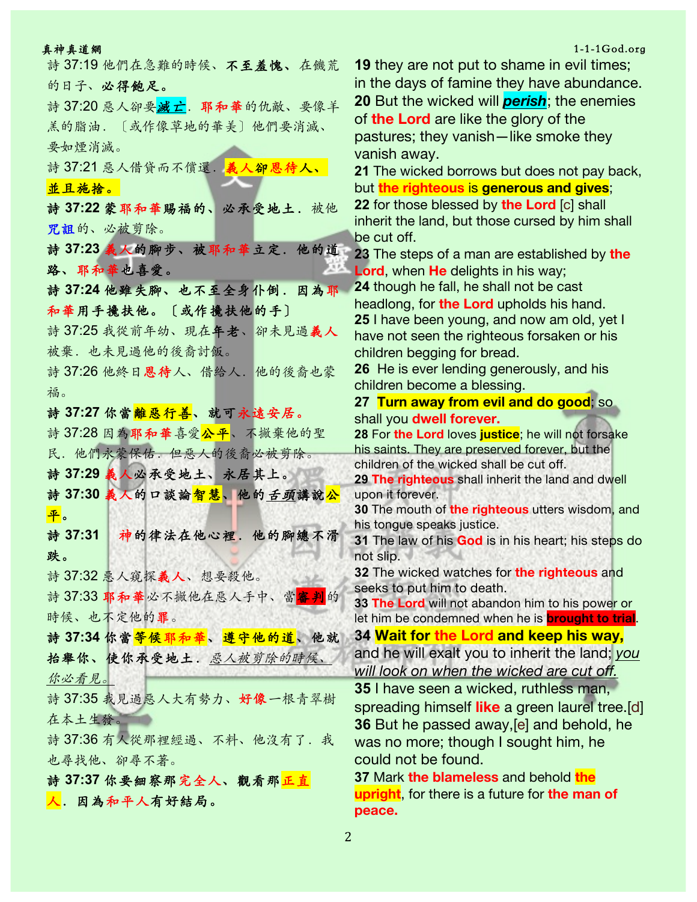詩 37:19 他們在急難的時候、**不至羞愧**、在饑荒的日子、**必得飽足。**

詩 37:20 惡人卻要***滅亡***．**耶和華**的仇敵、要像羊羔的脂油．〔或作像草地的華美〕他們要消滅、要如煙消滅。

詩 37:21 惡人借貸而不償還．**義人卻恩待人、並且施捨。**

**詩 37:22 蒙耶和華賜福的、必承受地土．**被他咒詛的、必被剪除。

**詩 37:23 義人的腳步、被耶和華立定．他的道路、耶和華也喜愛。**

**詩 37:24 他雖失腳、也不至全身仆倒．因為耶和華用手攙扶他。〔或作攙扶他的手〕**

詩 37:25 我從前年幼、現在**年老**、卻未見過**義人**被棄．也未見過他的後裔討飯。

詩 37:26 他終日**恩待**人、借給人．他的後裔也蒙福。

**詩 37:27 你當離惡行善、就可永遠安居。**

詩 37:28 因為**耶和華**喜愛**公平**、不撇棄他的聖民．他們永蒙保佑．但惡人的後裔必被剪除。

**詩 37:29 義人必承受地土、永居其上。**

**詩 37:30 義人的口談論智慧、他的*舌頭*講說公平。**

**詩 37:31 神的律法在他心裡．他的腳總不滑跌。**

詩 37:32 惡人窺探**義人**、想要殺他。

詩 37:33 **耶和華**必不撇他在惡人手中、當**審判**的時候、也不定他的**罪**。

**詩 37:34 你當等候耶和華、遵守他的道、他就抬舉你、使你承受地土．*惡人被剪除的時候、你必看見。***

詩 37:35 我見過惡人大有勢力、**好像**一根青翠樹在本土生發。

詩 37:36 有人從那裡經過、不料、他沒有了．我也尋找他、卻尋不著。

**詩 37:37 你要細察那完全人、觀看那正直人．因為和平人有好結局。**

**19** they are not put to shame in evil times; in the days of famine they have abundance.

**20** But the wicked will ***perish***; the enemies of **the Lord** are like the glory of the pastures; they vanish—like smoke they vanish away.

**21** The wicked borrows but does not pay back, but **the righteous** is **generous and gives**;

**22** for those blessed by **the Lord** [c] shall inherit the land, but those cursed by him shall be cut off.

**23** The steps of a man are established by **the Lord**, when **He** delights in his way;

**24** though he fall, he shall not be cast headlong, for **the Lord** upholds his hand.

**25** I have been young, and now am old, yet I have not seen the righteous forsaken or his children begging for bread.

**26** He is ever lending generously, and his children become a blessing.

**27** **Turn away from evil and do good**; so shall you **dwell forever.**

**28** For **the Lord** loves **justice**; he will not forsake his saints. They are preserved forever, but the children of the wicked shall be cut off.

**29** **The righteous** shall inherit the land and dwell upon it forever.

**30** The mouth of **the righteous** utters wisdom, and his tongue speaks justice.

**31** The law of his **God** is in his heart; his steps do not slip.

**32** The wicked watches for **the righteous** and seeks to put him to death.

**33** **The Lord** will not abandon him to his power or let him be condemned when he is **brought to trial**.

**34** **Wait for the Lord and keep his way,** and he will exalt you to inherit the land; *you will look on when the wicked are cut off.*

**35** I have seen a wicked, ruthless man, spreading himself **like** a green laurel tree.[d]

**36** But he passed away,[e] and behold, he was no more; though I sought him, he could not be found.

**37** Mark **the blameless** and behold **the upright**, for there is a future for **the man of peace.**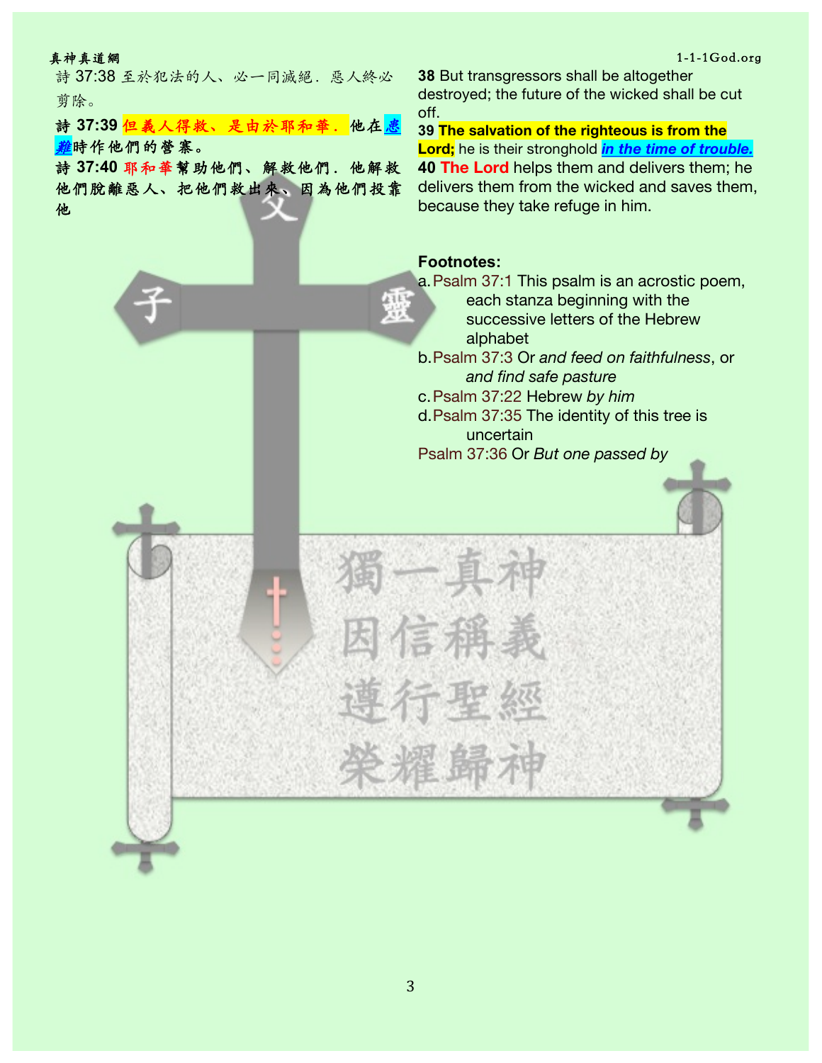詩 37:38 至於犯法的人、必一同滅絕．惡人終必剪除。

**詩 37:39** **但義人得救、是由於耶和華．他在*患難*時作他們的營寨。**

**詩 37:40** **耶和華幫助他們、解救他們．他解救他們脫離惡人、把他們救出來、因為他們投靠他**

**38** But transgressors shall be altogether destroyed; the future of the wicked shall be cut off.

**39** **The salvation of the righteous is from the Lord;** he is their stronghold ***in the time of trouble.***

**40** **The Lord** helps them and delivers them; he delivers them from the wicked and saves them, because they take refuge in him.

**Footnotes:**

a. Psalm 37:1 This psalm is an acrostic poem, each stanza beginning with the successive letters of the Hebrew alphabet

b. Psalm 37:3 Or *and feed on faithfulness*, or *and find safe pasture*

c. Psalm 37:22 Hebrew *by him*

d. Psalm 37:35 The identity of this tree is uncertain

Psalm 37:36 Or *But one passed by*

父

子

靈

獨一真神

因信稱義

遵行聖經

榮耀歸神